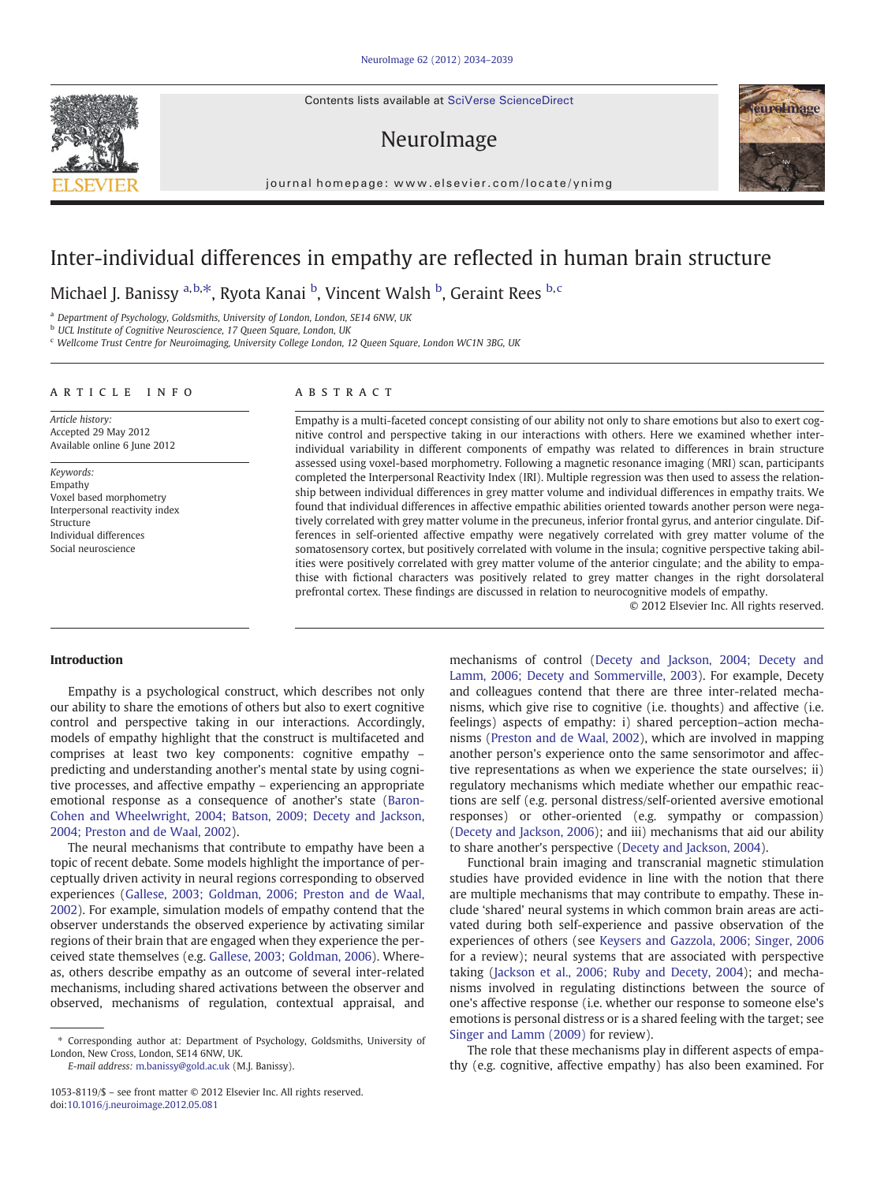# Inter-individual differences in empathy are reflected in human brain structure

Michael J. Banissy [a,b,*], Ryota Kanai [b], Vincent Walsh [b], Geraint Rees [b,c]

[a] Department of Psychology, Goldsmiths, University of London, London, SE14 6NW, UK
[b] UCL Institute of Cognitive Neuroscience, 17 Queen Square, London, UK
[c] Wellcome Trust Centre for Neuroimaging, University College London, 12 Queen Square, London WC1N 3BG, UK

## ARTICLE INFO

*Article history:*
Accepted 29 May 2012
Available online 6 June 2012

*Keywords:*
Empathy
Voxel based morphometry
Interpersonal reactivity index
Structure
Individual differences
Social neuroscience

## ABSTRACT

Empathy is a multi-faceted concept consisting of our ability not only to share emotions but also to exert cognitive control and perspective taking in our interactions with others. Here we examined whether inter-individual variability in different components of empathy was related to differences in brain structure assessed using voxel-based morphometry. Following a magnetic resonance imaging (MRI) scan, participants completed the Interpersonal Reactivity Index (IRI). Multiple regression was then used to assess the relationship between individual differences in grey matter volume and individual differences in empathy traits. We found that individual differences in affective empathic abilities oriented towards another person were negatively correlated with grey matter volume in the precuneus, inferior frontal gyrus, and anterior cingulate. Differences in self-oriented affective empathy were negatively correlated with grey matter volume of the somatosensory cortex, but positively correlated with volume in the insula; cognitive perspective taking abilities were positively correlated with grey matter volume of the anterior cingulate; and the ability to empathise with fictional characters was positively related to grey matter changes in the right dorsolateral prefrontal cortex. These findings are discussed in relation to neurocognitive models of empathy.

© 2012 Elsevier Inc. All rights reserved.

## Introduction

Empathy is a psychological construct, which describes not only our ability to share the emotions of others but also to exert cognitive control and perspective taking in our interactions. Accordingly, models of empathy highlight that the construct is multifaceted and comprises at least two key components: cognitive empathy – predicting and understanding another's mental state by using cognitive processes, and affective empathy – experiencing an appropriate emotional response as a consequence of another's state (Baron-Cohen and Wheelwright, 2004; Batson, 2009; Decety and Jackson, 2004; Preston and de Waal, 2002).

The neural mechanisms that contribute to empathy have been a topic of recent debate. Some models highlight the importance of perceptually driven activity in neural regions corresponding to observed experiences (Gallese, 2003; Goldman, 2006; Preston and de Waal, 2002). For example, simulation models of empathy contend that the observer understands the observed experience by activating similar regions of their brain that are engaged when they experience the perceived state themselves (e.g. Gallese, 2003; Goldman, 2006). Whereas, others describe empathy as an outcome of several inter-related mechanisms, including shared activations between the observer and observed, mechanisms of regulation, contextual appraisal, and mechanisms of control (Decety and Jackson, 2004; Decety and Lamm, 2006; Decety and Sommerville, 2003). For example, Decety and colleagues contend that there are three inter-related mechanisms, which give rise to cognitive (i.e. thoughts) and affective (i.e. feelings) aspects of empathy: i) shared perception–action mechanisms (Preston and de Waal, 2002), which are involved in mapping another person's experience onto the same sensorimotor and affective representations as when we experience the state ourselves; ii) regulatory mechanisms which mediate whether our empathic reactions are self (e.g. personal distress/self-oriented aversive emotional responses) or other-oriented (e.g. sympathy or compassion) (Decety and Jackson, 2006); and iii) mechanisms that aid our ability to share another's perspective (Decety and Jackson, 2004).

Functional brain imaging and transcranial magnetic stimulation studies have provided evidence in line with the notion that there are multiple mechanisms that may contribute to empathy. These include 'shared' neural systems in which common brain areas are activated during both self-experience and passive observation of the experiences of others (see Keysers and Gazzola, 2006; Singer, 2006 for a review); neural systems that are associated with perspective taking (Jackson et al., 2006; Ruby and Decety, 2004); and mechanisms involved in regulating distinctions between the source of one's affective response (i.e. whether our response to someone else's emotions is personal distress or is a shared feeling with the target; see Singer and Lamm (2009) for review).

The role that these mechanisms play in different aspects of empathy (e.g. cognitive, affective empathy) has also been examined. For

* Corresponding author at: Department of Psychology, Goldsmiths, University of London, New Cross, London, SE14 6NW, UK.
E-mail address: m.banissy@gold.ac.uk (M.J. Banissy).

1053-8119/$ – see front matter © 2012 Elsevier Inc. All rights reserved.
doi:10.1016/j.neuroimage.2012.05.081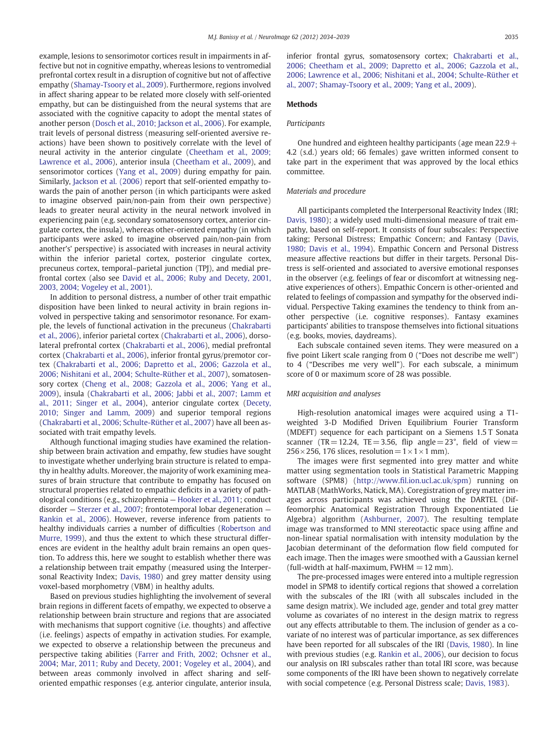example, lesions to sensorimotor cortices result in impairments in affective but not in cognitive empathy, whereas lesions to ventromedial prefrontal cortex result in a disruption of cognitive but not of affective empathy (Shamay-Tsoory et al., 2009). Furthermore, regions involved in affect sharing appear to be related more closely with self-oriented empathy, but can be distinguished from the neural systems that are associated with the cognitive capacity to adopt the mental states of another person (Dosch et al., 2010; Jackson et al., 2006). For example, trait levels of personal distress (measuring self-oriented aversive reactions) have been shown to positively correlate with the level of neural activity in the anterior cingulate (Cheetham et al., 2009; Lawrence et al., 2006), anterior insula (Cheetham et al., 2009), and sensorimotor cortices (Yang et al., 2009) during empathy for pain. Similarly, Jackson et al. (2006) report that self-oriented empathy towards the pain of another person (in which participants were asked to imagine observed pain/non-pain from their own perspective) leads to greater neural activity in the neural network involved in experiencing pain (e.g. secondary somatosensory cortex, anterior cingulate cortex, the insula), whereas other-oriented empathy (in which participants were asked to imagine observed pain/non-pain from another's' perspective) is associated with increases in neural activity within the inferior parietal cortex, posterior cingulate cortex, precuneus cortex, temporal–parietal junction (TPJ), and medial prefrontal cortex (also see David et al., 2006; Ruby and Decety, 2001, 2003, 2004; Vogeley et al., 2001).

In addition to personal distress, a number of other trait empathic disposition have been linked to neural activity in brain regions involved in perspective taking and sensorimotor resonance. For example, the levels of functional activation in the precuneus (Chakrabarti et al., 2006), inferior parietal cortex (Chakrabarti et al., 2006), dorsolateral prefrontal cortex (Chakrabarti et al., 2006), medial prefrontal cortex (Chakrabarti et al., 2006), inferior frontal gyrus/premotor cortex (Chakrabarti et al., 2006; Dapretto et al., 2006; Gazzola et al., 2006; Nishitani et al., 2004; Schulte-Rüther et al., 2007), somatosensory cortex (Cheng et al., 2008; Gazzola et al., 2006; Yang et al., 2009), insula (Chakrabarti et al., 2006; Jabbi et al., 2007; Lamm et al., 2011; Singer et al., 2004), anterior cingulate cortex (Decety, 2010; Singer and Lamm, 2009) and superior temporal regions (Chakrabarti et al., 2006; Schulte-Rüther et al., 2007) have all been associated with trait empathy levels.

Although functional imaging studies have examined the relationship between brain activation and empathy, few studies have sought to investigate whether underlying brain structure is related to empathy in healthy adults. Moreover, the majority of work examining measures of brain structure that contribute to empathy has focused on structural properties related to empathic deficits in a variety of pathological conditions (e.g., schizophrenia — Hooker et al., 2011; conduct disorder — Sterzer et al., 2007; frontotemporal lobar degeneration — Rankin et al., 2006). However, reverse inference from patients to healthy individuals carries a number of difficulties (Robertson and Murre, 1999), and thus the extent to which these structural differences are evident in the healthy adult brain remains an open question. To address this, here we sought to establish whether there was a relationship between trait empathy (measured using the Interpersonal Reactivity Index; Davis, 1980) and grey matter density using voxel-based morphometry (VBM) in healthy adults.

Based on previous studies highlighting the involvement of several brain regions in different facets of empathy, we expected to observe a relationship between brain structure and regions that are associated with mechanisms that support cognitive (i.e. thoughts) and affective (i.e. feelings) aspects of empathy in activation studies. For example, we expected to observe a relationship between the precuneus and perspective taking abilities (Farrer and Frith, 2002; Ochsner et al., 2004; Mar, 2011; Ruby and Decety, 2001; Vogeley et al., 2004), and between areas commonly involved in affect sharing and self-oriented empathic responses (e.g. anterior cingulate, anterior insula, inferior frontal gyrus, somatosensory cortex; Chakrabarti et al., 2006; Cheetham et al., 2009; Dapretto et al., 2006; Gazzola et al., 2006; Lawrence et al., 2006; Nishitani et al., 2004; Schulte-Rüther et al., 2007; Shamay-Tsoory et al., 2009; Yang et al., 2009).

## Methods

### *Participants*

One hundred and eighteen healthy participants (age mean 22.9 + 4.2 (s.d.) years old; 66 females) gave written informed consent to take part in the experiment that was approved by the local ethics committee.

### *Materials and procedure*

All participants completed the Interpersonal Reactivity Index (IRI; Davis, 1980); a widely used multi-dimensional measure of trait empathy, based on self-report. It consists of four subscales: Perspective taking; Personal Distress; Empathic Concern; and Fantasy (Davis, 1980; Davis et al., 1994). Empathic Concern and Personal Distress measure affective reactions but differ in their targets. Personal Distress is self-oriented and associated to aversive emotional responses in the observer (e.g. feelings of fear or discomfort at witnessing negative experiences of others). Empathic Concern is other-oriented and related to feelings of compassion and sympathy for the observed individual. Perspective Taking examines the tendency to think from another perspective (i.e. cognitive responses). Fantasy examines participants' abilities to transpose themselves into fictional situations (e.g. books, movies, daydreams).

Each subscale contained seven items. They were measured on a five point Likert scale ranging from 0 ("Does not describe me well") to 4 ("Describes me very well"). For each subscale, a minimum score of 0 or maximum score of 28 was possible.

### *MRI acquisition and analyses*

High-resolution anatomical images were acquired using a T1-weighted 3-D Modified Driven Equilibrium Fourier Transform (MDEFT) sequence for each participant on a Siemens 1.5 T Sonata scanner (TR = 12.24, TE = 3.56, flip angle = 23°, field of view = 256 × 256, 176 slices, resolution = 1 × 1 × 1 mm).

The images were first segmented into grey matter and white matter using segmentation tools in Statistical Parametric Mapping software (SPM8) (http://www.fil.ion.ucl.ac.uk/spm) running on MATLAB (MathWorks, Natick, MA). Coregistration of grey matter images across participants was achieved using the DARTEL (Diffeomorphic Anatomical Registration Through Exponentiated Lie Algebra) algorithm (Ashburner, 2007). The resulting template image was transformed to MNI stereotactic space using affine and non-linear spatial normalisation with intensity modulation by the Jacobian determinant of the deformation flow field computed for each image. Then the images were smoothed with a Gaussian kernel (full-width at half-maximum, FWHM = 12 mm).

The pre-processed images were entered into a multiple regression model in SPM8 to identify cortical regions that showed a correlation with the subscales of the IRI (with all subscales included in the same design matrix). We included age, gender and total grey matter volume as covariates of no interest in the design matrix to regress out any effects attributable to them. The inclusion of gender as a covariate of no interest was of particular importance, as sex differences have been reported for all subscales of the IRI (Davis, 1980). In line with previous studies (e.g. Rankin et al., 2006), our decision to focus our analysis on IRI subscales rather than total IRI score, was because some components of the IRI have been shown to negatively correlate with social competence (e.g. Personal Distress scale; Davis, 1983).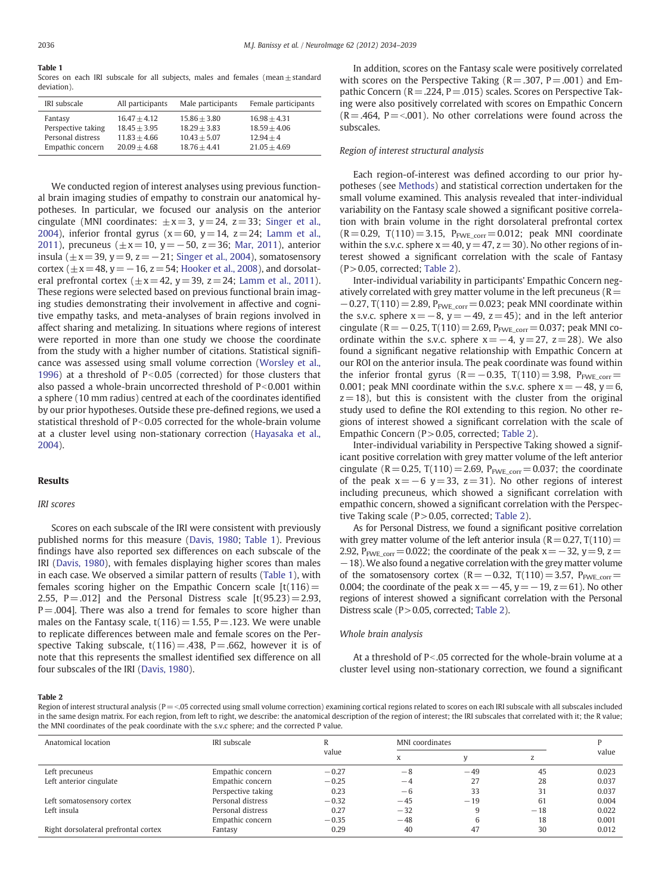**Table 1**
Scores on each IRI subscale for all subjects, males and females (mean ± standard deviation).

| IRI subscale | All participants | Male participants | Female participants |
|---|---|---|---|
| Fantasy | 16.47 ± 4.12 | 15.86 ± 3.80 | 16.98 ± 4.31 |
| Perspective taking | 18.45 ± 3.95 | 18.29 ± 3.83 | 18.59 ± 4.06 |
| Personal distress | 11.83 ± 4.66 | 10.43 ± 5.07 | 12.94 ± 4 |
| Empathic concern | 20.09 ± 4.68 | 18.76 ± 4.41 | 21.05 ± 4.69 |

We conducted region of interest analyses using previous functional brain imaging studies of empathy to constrain our anatomical hypotheses. In particular, we focused our analysis on the anterior cingulate (MNI coordinates: ± x = 3, y = 24, z = 33; Singer et al., 2004), inferior frontal gyrus (x = 60, y = 14, z = 24; Lamm et al., 2011), precuneus (± x = 10, y = −50, z = 36; Mar, 2011), anterior insula (± x = 39, y = 9, z = −21; Singer et al., 2004), somatosensory cortex (± x = 48, y = −16, z = 54; Hooker et al., 2008), and dorsolateral prefrontal cortex (± x = 42, y = 39, z = 24; Lamm et al., 2011). These regions were selected based on previous functional brain imaging studies demonstrating their involvement in affective and cognitive empathy tasks, and meta-analyses of brain regions involved in affect sharing and metalizing. In situations where regions of interest were reported in more than one study we choose the coordinate from the study with a higher number of citations. Statistical significance was assessed using small volume correction (Worsley et al., 1996) at a threshold of $P < 0.05$ (corrected) for those clusters that also passed a whole-brain uncorrected threshold of $P < 0.001$ within a sphere (10 mm radius) centred at each of the coordinates identified by our prior hypotheses. Outside these pre-defined regions, we used a statistical threshold of $P < 0.05$ corrected for the whole-brain volume at a cluster level using non-stationary correction (Hayasaka et al., 2004).

## Results

### IRI scores

Scores on each subscale of the IRI were consistent with previously published norms for this measure (Davis, 1980; Table 1). Previous findings have also reported sex differences on each subscale of the IRI (Davis, 1980), with females displaying higher scores than males in each case. We observed a similar pattern of results (Table 1), with females scoring higher on the Empathic Concern scale [$t(116) = 2.55$, $P = .012$] and the Personal Distress scale [$t(95.23) = 2.93$, $P = .004$]. There was also a trend for females to score higher than males on the Fantasy scale, $t(116) = 1.55$, $P = .123$. We were unable to replicate differences between male and female scores on the Perspective Taking subscale, $t(116) = .438$, $P = .662$, however it is of note that this represents the smallest identified sex difference on all four subscales of the IRI (Davis, 1980).

In addition, scores on the Fantasy scale were positively correlated with scores on the Perspective Taking ($R = .307$, $P = .001$) and Empathic Concern ($R = .224$, $P = .015$) scales. Scores on Perspective Taking were also positively correlated with scores on Empathic Concern ($R = .464$, $P = <.001$). No other correlations were found across the subscales.

### Region of interest structural analysis

Each region-of-interest was defined according to our prior hypotheses (see Methods) and statistical correction undertaken for the small volume examined. This analysis revealed that inter-individual variability on the Fantasy scale showed a significant positive correlation with brain volume in the right dorsolateral prefrontal cortex ($R = 0.29$, $T(110) = 3.15$, $P_{FWE\_corr} = 0.012$; peak MNI coordinate within the s.v.c. sphere x = 40, y = 47, z = 30). No other regions of interest showed a significant correlation with the scale of Fantasy ($P > 0.05$, corrected; Table 2).

Inter-individual variability in participants' Empathic Concern negatively correlated with grey matter volume in the left precuneus ($R = -0.27$, $T(110) = 2.89$, $P_{FWE\_corr} = 0.023$; peak MNI coordinate within the s.v.c. sphere x = −8, y = −49, z = 45); and in the left anterior cingulate ($R = -0.25$, $T(110) = 2.69$, $P_{FWE\_corr} = 0.037$; peak MNI coordinate within the s.v.c. sphere x = −4, y = 27, z = 28). We also found a significant negative relationship with Empathic Concern at our ROI on the anterior insula. The peak coordinate was found within the inferior frontal gyrus ($R = -0.35$, $T(110) = 3.98$, $P_{FWE\_corr} = 0.001$; peak MNI coordinate within the s.v.c. sphere x = −48, y = 6, z = 18), but this is consistent with the cluster from the original study used to define the ROI extending to this region. No other regions of interest showed a significant correlation with the scale of Empathic Concern ($P > 0.05$, corrected; Table 2).

Inter-individual variability in Perspective Taking showed a significant positive correlation with grey matter volume of the left anterior cingulate ($R = 0.25$, $T(110) = 2.69$, $P_{FWE\_corr} = 0.037$; the coordinate of the peak x = −6 y = 33, z = 31). No other regions of interest including precuneus, which showed a significant correlation with empathic concern, showed a significant correlation with the Perspective Taking scale ($P > 0.05$, corrected; Table 2).

As for Personal Distress, we found a significant positive correlation with grey matter volume of the left anterior insula ($R = 0.27$, $T(110) = 2.92$, $P_{FWE\_corr} = 0.022$; the coordinate of the peak x = −32, y = 9, z = −18). We also found a negative correlation with the grey matter volume of the somatosensory cortex ($R = -0.32$, $T(110) = 3.57$, $P_{FWE\_corr} = 0.004$; the coordinate of the peak x = −45, y = −19, z = 61). No other regions of interest showed a significant correlation with the Personal Distress scale ($P > 0.05$, corrected; Table 2).

### Whole brain analysis

At a threshold of $P < .05$ corrected for the whole-brain volume at a cluster level using non-stationary correction, we found a significant

**Table 2**
Region of interest structural analysis ($P = <.05$ corrected using small volume correction) examining cortical regions related to scores on each IRI subscale with all subscales included in the same design matrix. For each region, from left to right, we describe: the anatomical description of the region of interest; the IRI subscales that correlated with it; the R value; the MNI coordinates of the peak coordinate with the s.v.c sphere; and the corrected P value.

| Anatomical location | IRI subscale | R value | MNI coordinates | | | P value |
|---|---|---|---|---|---|---|
| | | | x | y | z | |
| Left precuneus | Empathic concern | −0.27 | −8 | −49 | 45 | 0.023 |
| Left anterior cingulate | Empathic concern | −0.25 | −4 | 27 | 28 | 0.037 |
| | Perspective taking | 0.23 | −6 | 33 | 31 | 0.037 |
| Left somatosensory cortex | Personal distress | −0.32 | −45 | −19 | 61 | 0.004 |
| Left insula | Personal distress | 0.27 | −32 | 9 | −18 | 0.022 |
| | Empathic concern | −0.35 | −48 | 6 | 18 | 0.001 |
| Right dorsolateral prefrontal cortex | Fantasy | 0.29 | 40 | 47 | 30 | 0.012 |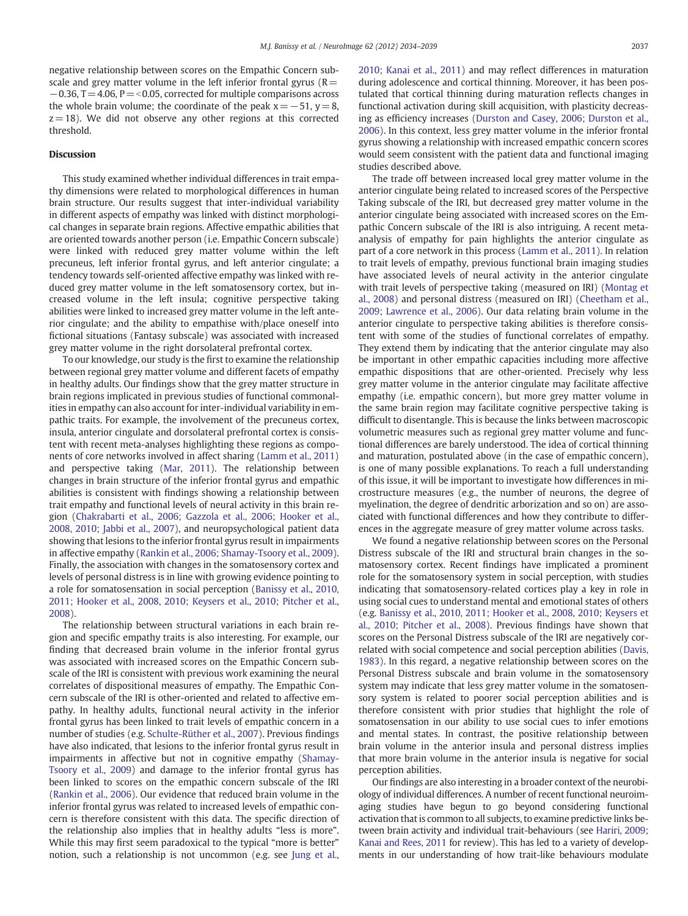negative relationship between scores on the Empathic Concern subscale and grey matter volume in the left inferior frontal gyrus ($R = -0.36$, $T = 4.06$, $P = <0.05$, corrected for multiple comparisons across the whole brain volume; the coordinate of the peak $x = -51$, $y = 8$, $z = 18$). We did not observe any other regions at this corrected threshold.

## Discussion

This study examined whether individual differences in trait empathy dimensions were related to morphological differences in human brain structure. Our results suggest that inter-individual variability in different aspects of empathy was linked with distinct morphological changes in separate brain regions. Affective empathic abilities that are oriented towards another person (i.e. Empathic Concern subscale) were linked with reduced grey matter volume within the left precuneus, left inferior frontal gyrus, and left anterior cingulate; a tendency towards self-oriented affective empathy was linked with reduced grey matter volume in the left somatosensory cortex, but increased volume in the left insula; cognitive perspective taking abilities were linked to increased grey matter volume in the left anterior cingulate; and the ability to empathise with/place oneself into fictional situations (Fantasy subscale) was associated with increased grey matter volume in the right dorsolateral prefrontal cortex.

To our knowledge, our study is the first to examine the relationship between regional grey matter volume and different facets of empathy in healthy adults. Our findings show that the grey matter structure in brain regions implicated in previous studies of functional commonalities in empathy can also account for inter-individual variability in empathic traits. For example, the involvement of the precuneus cortex, insula, anterior cingulate and dorsolateral prefrontal cortex is consistent with recent meta-analyses highlighting these regions as components of core networks involved in affect sharing (Lamm et al., 2011) and perspective taking (Mar, 2011). The relationship between changes in brain structure of the inferior frontal gyrus and empathic abilities is consistent with findings showing a relationship between trait empathy and functional levels of neural activity in this brain region (Chakrabarti et al., 2006; Gazzola et al., 2006; Hooker et al., 2008, 2010; Jabbi et al., 2007), and neuropsychological patient data showing that lesions to the inferior frontal gyrus result in impairments in affective empathy (Rankin et al., 2006; Shamay-Tsoory et al., 2009). Finally, the association with changes in the somatosensory cortex and levels of personal distress is in line with growing evidence pointing to a role for somatosensation in social perception (Banissy et al., 2010, 2011; Hooker et al., 2008, 2010; Keysers et al., 2010; Pitcher et al., 2008).

The relationship between structural variations in each brain region and specific empathy traits is also interesting. For example, our finding that decreased brain volume in the inferior frontal gyrus was associated with increased scores on the Empathic Concern subscale of the IRI is consistent with previous work examining the neural correlates of dispositional measures of empathy. The Empathic Concern subscale of the IRI is other-oriented and related to affective empathy. In healthy adults, functional neural activity in the inferior frontal gyrus has been linked to trait levels of empathic concern in a number of studies (e.g. Schulte-Rüther et al., 2007). Previous findings have also indicated, that lesions to the inferior frontal gyrus result in impairments in affective but not in cognitive empathy (Shamay-Tsoory et al., 2009) and damage to the inferior frontal gyrus has been linked to scores on the empathic concern subscale of the IRI (Rankin et al., 2006). Our evidence that reduced brain volume in the inferior frontal gyrus was related to increased levels of empathic concern is therefore consistent with this data. The specific direction of the relationship also implies that in healthy adults "less is more". While this may first seem paradoxical to the typical "more is better" notion, such a relationship is not uncommon (e.g. see Jung et al., 2010; Kanai et al., 2011) and may reflect differences in maturation during adolescence and cortical thinning. Moreover, it has been postulated that cortical thinning during maturation reflects changes in functional activation during skill acquisition, with plasticity decreasing as efficiency increases (Durston and Casey, 2006; Durston et al., 2006). In this context, less grey matter volume in the inferior frontal gyrus showing a relationship with increased empathic concern scores would seem consistent with the patient data and functional imaging studies described above.

The trade off between increased local grey matter volume in the anterior cingulate being related to increased scores of the Perspective Taking subscale of the IRI, but decreased grey matter volume in the anterior cingulate being associated with increased scores on the Empathic Concern subscale of the IRI is also intriguing. A recent meta-analysis of empathy for pain highlights the anterior cingulate as part of a core network in this process (Lamm et al., 2011). In relation to trait levels of empathy, previous functional brain imaging studies have associated levels of neural activity in the anterior cingulate with trait levels of perspective taking (measured on IRI) (Montag et al., 2008) and personal distress (measured on IRI) (Cheetham et al., 2009; Lawrence et al., 2006). Our data relating brain volume in the anterior cingulate to perspective taking abilities is therefore consistent with some of the studies of functional correlates of empathy. They extend them by indicating that the anterior cingulate may also be important in other empathic capacities including more affective empathic dispositions that are other-oriented. Precisely why less grey matter volume in the anterior cingulate may facilitate affective empathy (i.e. empathic concern), but more grey matter volume in the same brain region may facilitate cognitive perspective taking is difficult to disentangle. This is because the links between macroscopic volumetric measures such as regional grey matter volume and functional differences are barely understood. The idea of cortical thinning and maturation, postulated above (in the case of empathic concern), is one of many possible explanations. To reach a full understanding of this issue, it will be important to investigate how differences in microstructure measures (e.g., the number of neurons, the degree of myelination, the degree of dendritic arborization and so on) are associated with functional differences and how they contribute to differences in the aggregate measure of grey matter volume across tasks.

We found a negative relationship between scores on the Personal Distress subscale of the IRI and structural brain changes in the somatosensory cortex. Recent findings have implicated a prominent role for the somatosensory system in social perception, with studies indicating that somatosensory-related cortices play a key in role in using social cues to understand mental and emotional states of others (e.g. Banissy et al., 2010, 2011; Hooker et al., 2008, 2010; Keysers et al., 2010; Pitcher et al., 2008). Previous findings have shown that scores on the Personal Distress subscale of the IRI are negatively correlated with social competence and social perception abilities (Davis, 1983). In this regard, a negative relationship between scores on the Personal Distress subscale and brain volume in the somatosensory system may indicate that less grey matter volume in the somatosensory system is related to poorer social perception abilities and is therefore consistent with prior studies that highlight the role of somatosensation in our ability to use social cues to infer emotions and mental states. In contrast, the positive relationship between brain volume in the anterior insula and personal distress implies that more brain volume in the anterior insula is negative for social perception abilities.

Our findings are also interesting in a broader context of the neurobiology of individual differences. A number of recent functional neuroimaging studies have begun to go beyond considering functional activation that is common to all subjects, to examine predictive links between brain activity and individual trait-behaviours (see Hariri, 2009; Kanai and Rees, 2011 for review). This has led to a variety of developments in our understanding of how trait-like behaviours modulate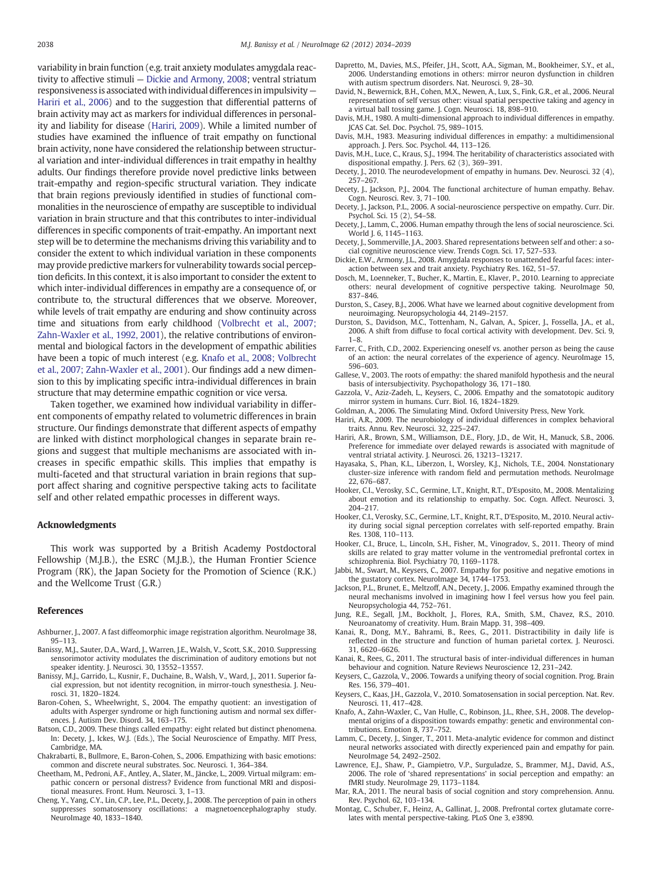variability in brain function (e.g. trait anxiety modulates amygdala reactivity to affective stimuli — Dickie and Armony, 2008; ventral striatum responsiveness is associated with individual differences in impulsivity — Hariri et al., 2006) and to the suggestion that differential patterns of brain activity may act as markers for individual differences in personality and liability for disease (Hariri, 2009). While a limited number of studies have examined the influence of trait empathy on functional brain activity, none have considered the relationship between structural variation and inter-individual differences in trait empathy in healthy adults. Our findings therefore provide novel predictive links between trait-empathy and region-specific structural variation. They indicate that brain regions previously identified in studies of functional commonalities in the neuroscience of empathy are susceptible to individual variation in brain structure and that this contributes to inter-individual differences in specific components of trait-empathy. An important next step will be to determine the mechanisms driving this variability and to consider the extent to which individual variation in these components may provide predictive markers for vulnerability towards social perception deficits. In this context, it is also important to consider the extent to which inter-individual differences in empathy are a consequence of, or contribute to, the structural differences that we observe. Moreover, while levels of trait empathy are enduring and show continuity across time and situations from early childhood (Volbrecht et al., 2007; Zahn-Waxler et al., 1992, 2001), the relative contributions of environmental and biological factors in the development of empathic abilities have been a topic of much interest (e.g. Knafo et al., 2008; Volbrecht et al., 2007; Zahn-Waxler et al., 2001). Our findings add a new dimension to this by implicating specific intra-individual differences in brain structure that may determine empathic cognition or vice versa.

Taken together, we examined how individual variability in different components of empathy related to volumetric differences in brain structure. Our findings demonstrate that different aspects of empathy are linked with distinct morphological changes in separate brain regions and suggest that multiple mechanisms are associated with increases in specific empathic skills. This implies that empathy is multi-faceted and that structural variation in brain regions that support affect sharing and cognitive perspective taking acts to facilitate self and other related empathic processes in different ways.

## Acknowledgments

This work was supported by a British Academy Postdoctoral Fellowship (M.J.B.), the ESRC (M.J.B.), the Human Frontier Science Program (RK), the Japan Society for the Promotion of Science (R.K.) and the Wellcome Trust (G.R.)

## References

Ashburner, J., 2007. A fast diffeomorphic image registration algorithm. NeuroImage 38, 95–113.

Banissy, M.J., Sauter, D.A., Ward, J., Warren, J.E., Walsh, V., Scott, S.K., 2010. Suppressing sensorimotor activity modulates the discrimination of auditory emotions but not speaker identity. J. Neurosci. 30, 13552–13557.

Banissy, M.J., Garrido, L., Kusnir, F., Duchaine, B., Walsh, V., Ward, J., 2011. Superior facial expression, but not identity recognition, in mirror-touch synesthesia. J. Neurosci. 31, 1820–1824.

Baron-Cohen, S., Wheelwright, S., 2004. The empathy quotient: an investigation of adults with Asperger syndrome or high functioning autism and normal sex differences. J. Autism Dev. Disord. 34, 163–175.

Batson, C.D., 2009. These things called empathy: eight related but distinct phenomena. In: Decety, J., Ickes, W.J. (Eds.), The Social Neuroscience of Empathy. MIT Press, Cambridge, MA.

Chakrabarti, B., Bullmore, E., Baron-Cohen, S., 2006. Empathizing with basic emotions: common and discrete neural substrates. Soc. Neurosci. 1, 364–384.

Cheetham, M., Pedroni, A.F., Antley, A., Slater, M., Jäncke, L., 2009. Virtual milgram: empathic concern or personal distress? Evidence from functional MRI and dispositional measures. Front. Hum. Neurosci. 3, 1–13.

Cheng, Y., Yang, C.Y., Lin, C.P., Lee, P.L., Decety, J., 2008. The perception of pain in others suppresses somatosensory oscillations: a magnetoencephalography study. NeuroImage 40, 1833–1840.

Dapretto, M., Davies, M.S., Pfeifer, J.H., Scott, A.A., Sigman, M., Bookheimer, S.Y., et al., 2006. Understanding emotions in others: mirror neuron dysfunction in children with autism spectrum disorders. Nat. Neurosci. 9, 28–30.

David, N., Bewernick, B.H., Cohen, M.X., Newen, A., Lux, S., Fink, G.R., et al., 2006. Neural representation of self versus other: visual spatial perspective taking and agency in a virtual ball tossing game. J. Cogn. Neurosci. 18, 898–910.

Davis, M.H., 1980. A multi-dimensional approach to individual differences in empathy. JCAS Cat. Sel. Doc. Psychol. 75, 989–1015.

Davis, M.H., 1983. Measuring individual differences in empathy: a multidimensional approach. J. Pers. Soc. Psychol. 44, 113–126.

Davis, M.H., Luce, C., Kraus, S.J., 1994. The heritability of characteristics associated with dispositional empathy. J. Pers. 62 (3), 369–391.

Decety, J., 2010. The neurodevelopment of empathy in humans. Dev. Neurosci. 32 (4), 257–267.

Decety, J., Jackson, P.J., 2004. The functional architecture of human empathy. Behav. Cogn. Neurosci. Rev. 3, 71–100.

Decety, J., Jackson, P.L., 2006. A social-neuroscience perspective on empathy. Curr. Dir. Psychol. Sci. 15 (2), 54–58.

Decety, J., Lamm, C., 2006. Human empathy through the lens of social neuroscience. Sci. World J. 6, 1145–1163.

Decety, J., Sommerville, J.A., 2003. Shared representations between self and other: a social cognitive neuroscience view. Trends Cogn. Sci. 17, 527–533.

Dickie, E.W., Armony, J.L., 2008. Amygdala responses to unattended fearful faces: interaction between sex and trait anxiety. Psychiatry Res. 162, 51–57.

Dosch, M., Loenneker, T., Bucher, K., Martin, E., Klaver, P., 2010. Learning to appreciate others: neural development of cognitive perspective taking. NeuroImage 50, 837–846.

Durston, S., Casey, B.J., 2006. What have we learned about cognitive development from neuroimaging. Neuropsychologia 44, 2149–2157.

Durston, S., Davidson, M.C., Tottenham, N., Galvan, A., Spicer, J., Fossella, J.A., et al., 2006. A shift from diffuse to focal cortical activity with development. Dev. Sci. 9, 1–8.

Farrer, C., Frith, C.D., 2002. Experiencing oneself vs. another person as being the cause of an action: the neural correlates of the experience of agency. NeuroImage 15, 596–603.

Gallese, V., 2003. The roots of empathy: the shared manifold hypothesis and the neural basis of intersubjectivity. Psychopathology 36, 171–180.

Gazzola, V., Aziz-Zadeh, L., Keysers, C., 2006. Empathy and the somatotopic auditory mirror system in humans. Curr. Biol. 16, 1824–1829.

Goldman, A., 2006. The Simulating Mind. Oxford University Press, New York.

Hariri, A.R., 2009. The neurobiology of individual differences in complex behavioral traits. Annu. Rev. Neurosci. 32, 225–247.

Hariri, A.R., Brown, S.M., Williamson, D.E., Flory, J.D., de Wit, H., Manuck, S.B., 2006. Preference for immediate over delayed rewards is associated with magnitude of ventral striatal activity. J. Neurosci. 26, 13213–13217.

Hayasaka, S., Phan, K.L., Liberzon, I., Worsley, K.J., Nichols, T.E., 2004. Nonstationary cluster-size inference with random field and permutation methods. NeuroImage 22, 676–687.

Hooker, C.I., Verosky, S.C., Germine, L.T., Knight, R.T., D'Esposito, M., 2008. Mentalizing about emotion and its relationship to empathy. Soc. Cogn. Affect. Neurosci. 3, 204–217.

Hooker, C.I., Verosky, S.C., Germine, L.T., Knight, R.T., D'Esposito, M., 2010. Neural activity during social signal perception correlates with self-reported empathy. Brain Res. 1308, 110–113.

Hooker, C.I., Bruce, L., Lincoln, S.H., Fisher, M., Vinogradov, S., 2011. Theory of mind skills are related to gray matter volume in the ventromedial prefrontal cortex in schizophrenia. Biol. Psychiatry 70, 1169–1178.

Jabbi, M., Swart, M., Keysers, C., 2007. Empathy for positive and negative emotions in the gustatory cortex. NeuroImage 34, 1744–1753.

Jackson, P.L., Brunet, E., Meltzoff, A.N., Decety, J., 2006. Empathy examined through the neural mechanisms involved in imagining how I feel versus how you feel pain. Neuropsychologia 44, 752–761.

Jung, R.E., Segall, J.M., Bockholt, J., Flores, R.A., Smith, S.M., Chavez, R.S., 2010. Neuroanatomy of creativity. Hum. Brain Mapp. 31, 398–409.

Kanai, R., Dong, M.Y., Bahrami, B., Rees, G., 2011. Distractibility in daily life is reflected in the structure and function of human parietal cortex. J. Neurosci. 31, 6620–6626.

Kanai, R., Rees, G., 2011. The structural basis of inter-individual differences in human behaviour and cognition. Nature Reviews Neuroscience 12, 231–242.

Keysers, C., Gazzola, V., 2006. Towards a unifying theory of social cognition. Prog. Brain Res. 156, 379–401.

Keysers, C., Kaas, J.H., Gazzola, V., 2010. Somatosensation in social perception. Nat. Rev. Neurosci. 11, 417–428.

Knafo, A., Zahn-Waxler, C., Van Hulle, C., Robinson, J.L., Rhee, S.H., 2008. The developmental origins of a disposition towards empathy: genetic and environmental contributions. Emotion 8, 737–752.

Lamm, C., Decety, J., Singer, T., 2011. Meta-analytic evidence for common and distinct neural networks associated with directly experienced pain and empathy for pain. NeuroImage 54, 2492–2502.

Lawrence, E.J., Shaw, P., Giampietro, V.P., Surguladze, S., Brammer, M.J., David, A.S., 2006. The role of 'shared representations' in social perception and empathy: an fMRI study. NeuroImage 29, 1173–1184.

Mar, R.A., 2011. The neural basis of social cognition and story comprehension. Annu. Rev. Psychol. 62, 103–134.

Montag, C., Schuber, F., Heinz, A., Gallinat, J., 2008. Prefrontal cortex glutamate correlates with mental perspective-taking. PLoS One 3, e3890.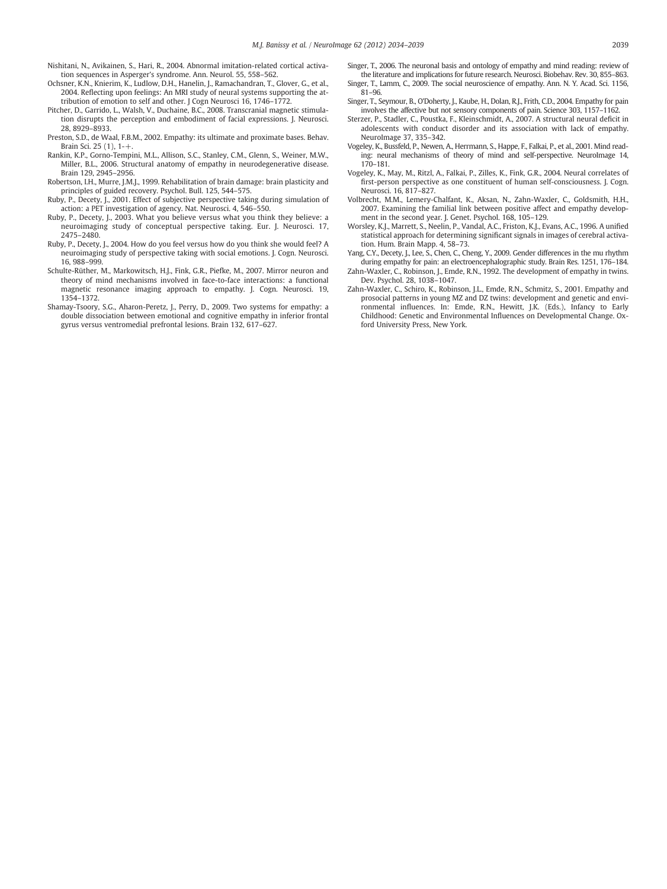Nishitani, N., Avikainen, S., Hari, R., 2004. Abnormal imitation-related cortical activation sequences in Asperger's syndrome. Ann. Neurol. 55, 558–562.

Ochsner, K.N., Knierim, K., Ludlow, D.H., Hanelin, J., Ramachandran, T., Glover, G., et al., 2004. Reflecting upon feelings: An MRI study of neural systems supporting the attribution of emotion to self and other. J Cogn Neurosci 16, 1746–1772.

Pitcher, D., Garrido, L., Walsh, V., Duchaine, B.C., 2008. Transcranial magnetic stimulation disrupts the perception and embodiment of facial expressions. J. Neurosci. 28, 8929–8933.

Preston, S.D., de Waal, F.B.M., 2002. Empathy: its ultimate and proximate bases. Behav. Brain Sci. 25 (1), 1-+.

Rankin, K.P., Gorno-Tempini, M.L., Allison, S.C., Stanley, C.M., Glenn, S., Weiner, M.W., Miller, B.L., 2006. Structural anatomy of empathy in neurodegenerative disease. Brain 129, 2945–2956.

Robertson, I.H., Murre, J.M.J., 1999. Rehabilitation of brain damage: brain plasticity and principles of guided recovery. Psychol. Bull. 125, 544–575.

Ruby, P., Decety, J., 2001. Effect of subjective perspective taking during simulation of action: a PET investigation of agency. Nat. Neurosci. 4, 546–550.

Ruby, P., Decety, J., 2003. What you believe versus what you think they believe: a neuroimaging study of conceptual perspective taking. Eur. J. Neurosci. 17, 2475–2480.

Ruby, P., Decety, J., 2004. How do you feel versus how do you think she would feel? A neuroimaging study of perspective taking with social emotions. J. Cogn. Neurosci. 16, 988–999.

Schulte-Rüther, M., Markowitsch, H.J., Fink, G.R., Piefke, M., 2007. Mirror neuron and theory of mind mechanisms involved in face-to-face interactions: a functional magnetic resonance imaging approach to empathy. J. Cogn. Neurosci. 19, 1354–1372.

Shamay-Tsoory, S.G., Aharon-Peretz, J., Perry, D., 2009. Two systems for empathy: a double dissociation between emotional and cognitive empathy in inferior frontal gyrus versus ventromedial prefrontal lesions. Brain 132, 617–627.

Singer, T., 2006. The neuronal basis and ontology of empathy and mind reading: review of the literature and implications for future research. Neurosci. Biobehav. Rev. 30, 855–863.

Singer, T., Lamm, C., 2009. The social neuroscience of empathy. Ann. N. Y. Acad. Sci. 1156, 81–96.

Singer, T., Seymour, B., O'Doherty, J., Kaube, H., Dolan, R.J., Frith, C.D., 2004. Empathy for pain involves the affective but not sensory components of pain. Science 303, 1157–1162.

Sterzer, P., Stadler, C., Poustka, F., Kleinschmidt, A., 2007. A structural neural deficit in adolescents with conduct disorder and its association with lack of empathy. NeuroImage 37, 335–342.

Vogeley, K., Bussfeld, P., Newen, A., Herrmann, S., Happe, F., Falkai, P., et al., 2001. Mind reading: neural mechanisms of theory of mind and self-perspective. NeuroImage 14, 170–181.

Vogeley, K., May, M., Ritzl, A., Falkai, P., Zilles, K., Fink, G.R., 2004. Neural correlates of first-person perspective as one constituent of human self-consciousness. J. Cogn. Neurosci. 16, 817–827.

Volbrecht, M.M., Lemery-Chalfant, K., Aksan, N., Zahn-Waxler, C., Goldsmith, H.H., 2007. Examining the familial link between positive affect and empathy development in the second year. J. Genet. Psychol. 168, 105–129.

Worsley, K.J., Marrett, S., Neelin, P., Vandal, A.C., Friston, K.J., Evans, A.C., 1996. A unified statistical approach for determining significant signals in images of cerebral activation. Hum. Brain Mapp. 4, 58–73.

Yang, C.Y., Decety, J., Lee, S., Chen, C., Cheng, Y., 2009. Gender differences in the mu rhythm during empathy for pain: an electroencephalographic study. Brain Res. 1251, 176–184.

Zahn-Waxler, C., Robinson, J., Emde, R.N., 1992. The development of empathy in twins. Dev. Psychol. 28, 1038–1047.

Zahn-Waxler, C., Schiro, K., Robinson, J.L., Emde, R.N., Schmitz, S., 2001. Empathy and prosocial patterns in young MZ and DZ twins: development and genetic and environmental influences. In: Emde, R.N., Hewitt, J.K. (Eds.), Infancy to Early Childhood: Genetic and Environmental Influences on Developmental Change. Oxford University Press, New York.